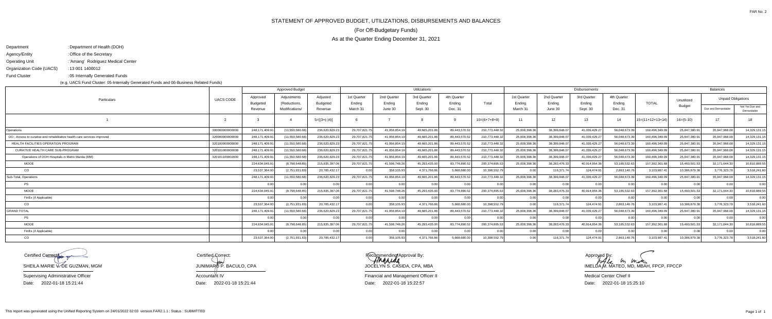FAR No. 2

# STATEMENT OF APPROVED BUDGET, UTILIZATIONS, DISBURSEMENTS AND BALANCES

## (For Off-Budgetary Funds)

## As at the Quarter Ending December 31, 2021

Department : Department of Health (DOH)
Agency/Entity : Office of the Secretary
Operating Unit : 'Amang' Rodriguez Medical Center
Organization Code (UACS) : 13 001 1400012
Fund Cluster : 05 Internally Generated Funds
(e.g. UACS Fund Cluster: 05-Internally Generated Funds and 06-Business Related Funds)

| Particulars | UACS CODE | Approved Budget | | | Utilizations | | | | | Disbursements | | | | | Balances | | |
|---|---|---|---|---|---|---|---|---|---|---|---|---|---|---|---|---|---|
| | | Approved Budgeted Revenue | Adjustments (Reductions, Modifications/ | Adjusted Budgeted Revenue | 1st Quarter Ending March 31 | 2nd Quarter Ending June 30 | 3rd Quarter Ending Sept. 30 | 4th Quarter Ending Dec. 31 | Total | 1st Quarter Ending March 31 | 2nd Quarter Ending June 30 | 3rd Quarter Ending Sept. 30 | 4th Quarter Ending Dec. 31 | TOTAL | Unutilized Budget | Unpaid Obligations | |
| | | | | | | | | | | | | | | | | Due and Demandable | Not Yet Due and Demandable |
| 1 | 2 | 3 | 4 | 5=[(3+(-)4)] | 6 | 7 | 8 | 9 | 10=(6+7+8+9) | 11 | 12 | 13 | 14 | 15=(11+12+13+14) | 16=(5-10) | 17 | 18 |
| Operations | 300000000000000 | 248,171,409.91 | (11,550,580.68) | 236,620,829.23 | 29,707,821.75 | 41,956,854.19 | 49,665,201.86 | 89,443,570.52 | 210,773,448.32 | 25,008,398.36 | 38,399,848.07 | 41,039,429.27 | 56,048,673.39 | 160,496,349.09 | 25,847,380.91 | 35,947,968.08 | 14,329,131.15 |
| OO : Access to curative and rehabilitative health care services improved | 320000000000000 | 248,171,409.91 | (11,550,580.68) | 236,620,829.23 | 29,707,821.75 | 41,956,854.19 | 49,665,201.86 | 89,443,570.52 | 210,773,448.32 | 25,008,398.36 | 38,399,848.07 | 41,039,429.27 | 56,048,673.39 | 160,496,349.09 | 25,847,380.91 | 35,947,968.08 | 14,329,131.15 |
| HEALTH FACILITIES OPERATION PROGRAM | 320100000000000 | 248,171,409.91 | (11,550,580.68) | 236,620,829.23 | 29,707,821.75 | 41,956,854.19 | 49,665,201.86 | 89,443,570.52 | 210,773,448.32 | 25,008,398.36 | 38,399,848.07 | 41,039,429.27 | 56,048,673.39 | 160,496,349.09 | 25,847,380.91 | 35,947,968.08 | 14,329,131.15 |
| CURATIVE HEALTH CARE SUB-PROGRAM | 320101000000000 | 248,171,409.91 | (11,550,580.68) | 236,620,829.23 | 29,707,821.75 | 41,956,854.19 | 49,665,201.86 | 89,443,570.52 | 210,773,448.32 | 25,008,398.36 | 38,399,848.07 | 41,039,429.27 | 56,048,673.39 | 160,496,349.09 | 25,847,380.91 | 35,947,968.08 | 14,329,131.15 |
| Operations of DOH Hospitals in Metro Manila (MM) | 320101100002000 | 248,171,409.91 | (11,550,580.68) | 236,620,829.23 | 29,707,821.75 | 41,956,854.19 | 49,665,201.86 | 89,443,570.52 | 210,773,448.32 | 25,008,398.36 | 38,399,848.07 | 41,039,429.27 | 56,048,673.39 | 160,496,349.09 | 25,847,380.91 | 35,947,968.08 | 14,329,131.15 |
| MOOE | | 224,634,045.91 | (8,798,648.85) | 215,835,397.06 | 29,707,821.75 | 41,598,748.26 | 45,293,435.00 | 83,774,890.52 | 200,374,895.53 | 25,008,398.36 | 38,283,476.33 | 40,914,954.36 | 53,185,532.63 | 157,392,361.68 | 15,460,501.53 | 32,171,644.30 | 10,810,889.55 |
| CO | | 23,537,364.00 | (2,751,931.83) | 20,785,432.17 | 0.00 | 358,105.93 | 4,371,766.86 | 5,668,680.00 | 10,398,552.79 | 0.00 | 116,371.74 | 124,474.91 | 2,863,140.76 | 3,103,987.41 | 10,386,879.38 | 3,776,323.78 | 3,518,241.60 |
| Sub-Total, Operations | | 248,171,409.91 | (11,550,580.68) | 236,620,829.23 | 29,707,821.75 | 41,956,854.19 | 49,665,201.86 | 89,443,570.52 | 210,773,448.32 | 25,008,398.36 | 38,399,848.07 | 41,039,429.27 | 56,048,673.39 | 160,496,349.09 | 25,847,380.91 | 35,947,968.08 | 14,329,131.15 |
| PS | | 0.00 | 0.00 | 0.00 | 0.00 | 0.00 | 0.00 | 0.00 | 0.00 | 0.00 | 0.00 | 0.00 | 0.00 | 0.00 | 0.00 | 0.00 | 0.00 |
| MOOE | | 224,634,045.91 | (8,798,648.85) | 215,835,397.06 | 29,707,821.75 | 41,598,748.26 | 45,293,435.00 | 83,774,890.52 | 200,374,895.53 | 25,008,398.36 | 38,283,476.33 | 40,914,954.36 | 53,185,532.63 | 157,392,361.68 | 15,460,501.53 | 32,171,644.30 | 10,810,889.55 |
| FinEx (if Applicable) | | 0.00 | 0.00 | 0.00 | 0.00 | 0.00 | 0.00 | 0.00 | 0.00 | 0.00 | 0.00 | 0.00 | 0.00 | 0.00 | 0.00 | 0.00 | 0.00 |
| CO | | 23,537,364.00 | (2,751,931.83) | 20,785,432.17 | 0.00 | 358,105.93 | 4,371,766.86 | 5,668,680.00 | 10,398,552.79 | 0.00 | 116,371.74 | 124,474.91 | 2,863,140.76 | 3,103,987.41 | 10,386,879.38 | 3,776,323.78 | 3,518,241.60 |
| GRAND TOTAL | | 248,171,409.91 | (11,550,580.68) | 236,620,829.23 | 29,707,821.75 | 41,956,854.19 | 49,665,201.86 | 89,443,570.52 | 210,773,448.32 | 25,008,398.36 | 38,399,848.07 | 41,039,429.27 | 56,048,673.39 | 160,496,349.09 | 25,847,380.91 | 35,947,968.08 | 14,329,131.15 |
| PS | | 0.00 | 0.00 | 0.00 | 0.00 | 0.00 | 0.00 | 0.00 | 0.00 | 0.00 | 0.00 | 0.00 | 0.00 | 0.00 | 0.00 | 0.00 | 0.00 |
| MOOE | | 224,634,045.91 | (8,798,648.85) | 215,835,397.06 | 29,707,821.75 | 41,598,748.26 | 45,293,435.00 | 83,774,890.52 | 200,374,895.53 | 25,008,398.36 | 38,283,476.33 | 40,914,954.36 | 53,185,532.63 | 157,392,361.68 | 15,460,501.53 | 32,171,644.30 | 10,810,889.55 |
| FinEx (if Applicable) | | 0.00 | 0.00 | 0.00 | 0.00 | 0.00 | 0.00 | 0.00 | 0.00 | 0.00 | 0.00 | 0.00 | 0.00 | 0.00 | 0.00 | 0.00 | 0.00 |
| CO | | 23,537,364.00 | (2,751,931.83) | 20,785,432.17 | 0.00 | 358,105.93 | 4,371,766.86 | 5,668,680.00 | 10,398,552.79 | 0.00 | 116,371.74 | 124,474.91 | 2,863,140.76 | 3,103,987.41 | 10,386,879.38 | 3,776,323.78 | 3,518,241.60 |

Certified Correct:
SHEILA MARIE V. DE GUZMAN, MGM
Supervising Administrative Officer
Date: 2022-01-18 15:21:44

Certified Correct:
JUNIMARO P. BACULO, CPA
Accountant IV
Date: 2022-01-18 15:21:44

Recommending Approval By:
JOCELYN S. CASIDA, CPA, MBA
Financial and Management Officer II
Date: 2022-01-18 15:22:57

Approved By:
IMELDA M. MATEO, MD, MBAH, FPCP, FPCCP
Medical Center Chief II
Date: 2022-01-18 15:25:10

This report was generated using the Unified Reporting System on 24/01/2022 02:03 version.FAR2.1.1 ; Status : SUBMITTED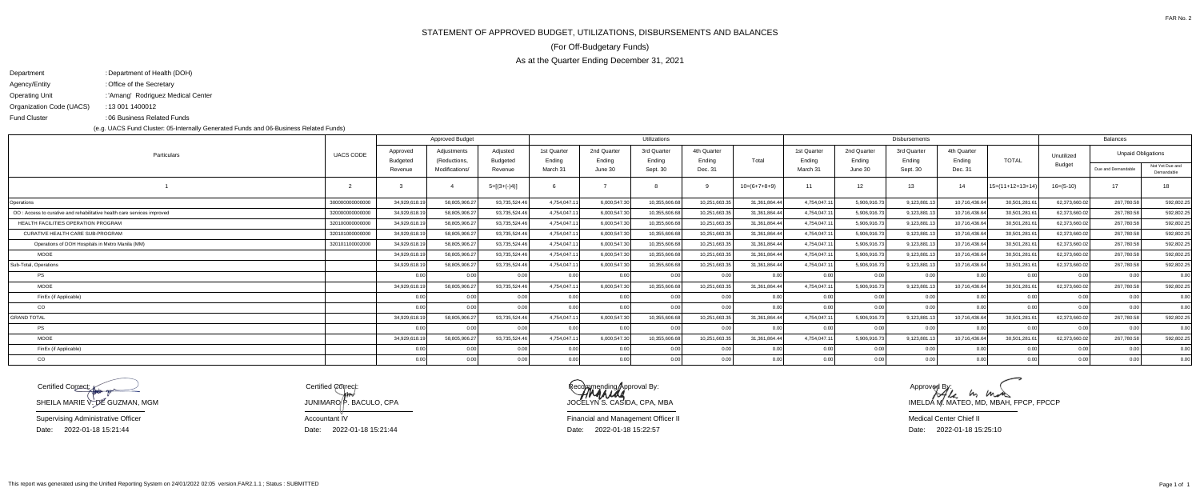FAR No. 2

# STATEMENT OF APPROVED BUDGET, UTILIZATIONS, DISBURSEMENTS AND BALANCES

(For Off-Budgetary Funds)

As at the Quarter Ending December 31, 2021

Department : Department of Health (DOH)
Agency/Entity : Office of the Secretary
Operating Unit : 'Amang' Rodriguez Medical Center
Organization Code (UACS) : 13 001 1400012
Fund Cluster : 06 Business Related Funds

(e.g. UACS Fund Cluster: 05-Internally Generated Funds and 06-Business Related Funds)

| Particulars | UACS CODE | Approved Budget | | | Utilizations | | | | | Disbursements | | | | | Balances | | |
|---|---|---|---|---|---|---|---|---|---|---|---|---|---|---|---|---|---|
| | | Approved Budgeted Revenue | Adjustments (Reductions, Modifications/ | Adjusted Budgeted Revenue | 1st Quarter Ending March 31 | 2nd Quarter Ending June 30 | 3rd Quarter Ending Sept. 30 | 4th Quarter Ending Dec. 31 | Total | 1st Quarter Ending March 31 | 2nd Quarter Ending June 30 | 3rd Quarter Ending Sept. 30 | 4th Quarter Ending Dec. 31 | TOTAL | Unutilized Budget | Unpaid Obligations | |
| | | | | | | | | | | | | | | | | Due and Demandable | Not Yet Due and Demandable |
| 1 | 2 | 3 | 4 | 5=[(3+(-)4)] | 6 | 7 | 8 | 9 | 10=(6+7+8+9) | 11 | 12 | 13 | 14 | 15=(11+12+13+14) | 16=(5-10) | 17 | 18 |
| Operations | 300000000000000 | 34,929,618.19 | 58,805,906.27 | 93,735,524.46 | 4,754,047.11 | 6,000,547.30 | 10,355,606.68 | 10,251,663.35 | 31,361,864.44 | 4,754,047.11 | 5,906,916.73 | 9,123,881.13 | 10,716,436.64 | 30,501,281.61 | 62,373,660.02 | 267,780.58 | 592,802.25 |
| OO : Access to curative and rehabilitative health care services improved | 320000000000000 | 34,929,618.19 | 58,805,906.27 | 93,735,524.46 | 4,754,047.11 | 6,000,547.30 | 10,355,606.68 | 10,251,663.35 | 31,361,864.44 | 4,754,047.11 | 5,906,916.73 | 9,123,881.13 | 10,716,436.64 | 30,501,281.61 | 62,373,660.02 | 267,780.58 | 592,802.25 |
| HEALTH FACILITIES OPERATION PROGRAM | 320100000000000 | 34,929,618.19 | 58,805,906.27 | 93,735,524.46 | 4,754,047.11 | 6,000,547.30 | 10,355,606.68 | 10,251,663.35 | 31,361,864.44 | 4,754,047.11 | 5,906,916.73 | 9,123,881.13 | 10,716,436.64 | 30,501,281.61 | 62,373,660.02 | 267,780.58 | 592,802.25 |
| CURATIVE HEALTH CARE SUB-PROGRAM | 320101000000000 | 34,929,618.19 | 58,805,906.27 | 93,735,524.46 | 4,754,047.11 | 6,000,547.30 | 10,355,606.68 | 10,251,663.35 | 31,361,864.44 | 4,754,047.11 | 5,906,916.73 | 9,123,881.13 | 10,716,436.64 | 30,501,281.61 | 62,373,660.02 | 267,780.58 | 592,802.25 |
| Operations of DOH Hospitals in Metro Manila (MM) | 320101100002000 | 34,929,618.19 | 58,805,906.27 | 93,735,524.46 | 4,754,047.11 | 6,000,547.30 | 10,355,606.68 | 10,251,663.35 | 31,361,864.44 | 4,754,047.11 | 5,906,916.73 | 9,123,881.13 | 10,716,436.64 | 30,501,281.61 | 62,373,660.02 | 267,780.58 | 592,802.25 |
| MOOE | | 34,929,618.19 | 58,805,906.27 | 93,735,524.46 | 4,754,047.11 | 6,000,547.30 | 10,355,606.68 | 10,251,663.35 | 31,361,864.44 | 4,754,047.11 | 5,906,916.73 | 9,123,881.13 | 10,716,436.64 | 30,501,281.61 | 62,373,660.02 | 267,780.58 | 592,802.25 |
| Sub-Total, Operations | | 34,929,618.19 | 58,805,906.27 | 93,735,524.46 | 4,754,047.11 | 6,000,547.30 | 10,355,606.68 | 10,251,663.35 | 31,361,864.44 | 4,754,047.11 | 5,906,916.73 | 9,123,881.13 | 10,716,436.64 | 30,501,281.61 | 62,373,660.02 | 267,780.58 | 592,802.25 |
| PS | | 0.00 | 0.00 | 0.00 | 0.00 | 0.00 | 0.00 | 0.00 | 0.00 | 0.00 | 0.00 | 0.00 | 0.00 | 0.00 | 0.00 | 0.00 | 0.00 |
| MOOE | | 34,929,618.19 | 58,805,906.27 | 93,735,524.46 | 4,754,047.11 | 6,000,547.30 | 10,355,606.68 | 10,251,663.35 | 31,361,864.44 | 4,754,047.11 | 5,906,916.73 | 9,123,881.13 | 10,716,436.64 | 30,501,281.61 | 62,373,660.02 | 267,780.58 | 592,802.25 |
| FinEx (if Applicable) | | 0.00 | 0.00 | 0.00 | 0.00 | 0.00 | 0.00 | 0.00 | 0.00 | 0.00 | 0.00 | 0.00 | 0.00 | 0.00 | 0.00 | 0.00 | 0.00 |
| CO | | 0.00 | 0.00 | 0.00 | 0.00 | 0.00 | 0.00 | 0.00 | 0.00 | 0.00 | 0.00 | 0.00 | 0.00 | 0.00 | 0.00 | 0.00 | 0.00 |
| GRAND TOTAL | | 34,929,618.19 | 58,805,906.27 | 93,735,524.46 | 4,754,047.11 | 6,000,547.30 | 10,355,606.68 | 10,251,663.35 | 31,361,864.44 | 4,754,047.11 | 5,906,916.73 | 9,123,881.13 | 10,716,436.64 | 30,501,281.61 | 62,373,660.02 | 267,780.58 | 592,802.25 |
| PS | | 0.00 | 0.00 | 0.00 | 0.00 | 0.00 | 0.00 | 0.00 | 0.00 | 0.00 | 0.00 | 0.00 | 0.00 | 0.00 | 0.00 | 0.00 | 0.00 |
| MOOE | | 34,929,618.19 | 58,805,906.27 | 93,735,524.46 | 4,754,047.11 | 6,000,547.30 | 10,355,606.68 | 10,251,663.35 | 31,361,864.44 | 4,754,047.11 | 5,906,916.73 | 9,123,881.13 | 10,716,436.64 | 30,501,281.61 | 62,373,660.02 | 267,780.58 | 592,802.25 |
| FinEx (if Applicable) | | 0.00 | 0.00 | 0.00 | 0.00 | 0.00 | 0.00 | 0.00 | 0.00 | 0.00 | 0.00 | 0.00 | 0.00 | 0.00 | 0.00 | 0.00 | 0.00 |
| CO | | 0.00 | 0.00 | 0.00 | 0.00 | 0.00 | 0.00 | 0.00 | 0.00 | 0.00 | 0.00 | 0.00 | 0.00 | 0.00 | 0.00 | 0.00 | 0.00 |

Certified Correct:
SHEILA MARIE V. DE GUZMAN, MGM
Supervising Administrative Officer
Date: 2022-01-18 15:21:44

Certified Correct:
JUNIMARO P. BACULO, CPA
Accountant IV
Date: 2022-01-18 15:21:44

Recommending Approval By:
JOCELYN S. CASIDA, CPA, MBA
Financial and Management Officer II
Date: 2022-01-18 15:22:57

Approved By:
IMELDA M. MATEO, MD, MBAH, FPCP, FPCCP
Medical Center Chief II
Date: 2022-01-18 15:25:10

This report was generated using the Unified Reporting System on 24/01/2022 02:05 version.FAR2.1.1 ; Status : SUBMITTED